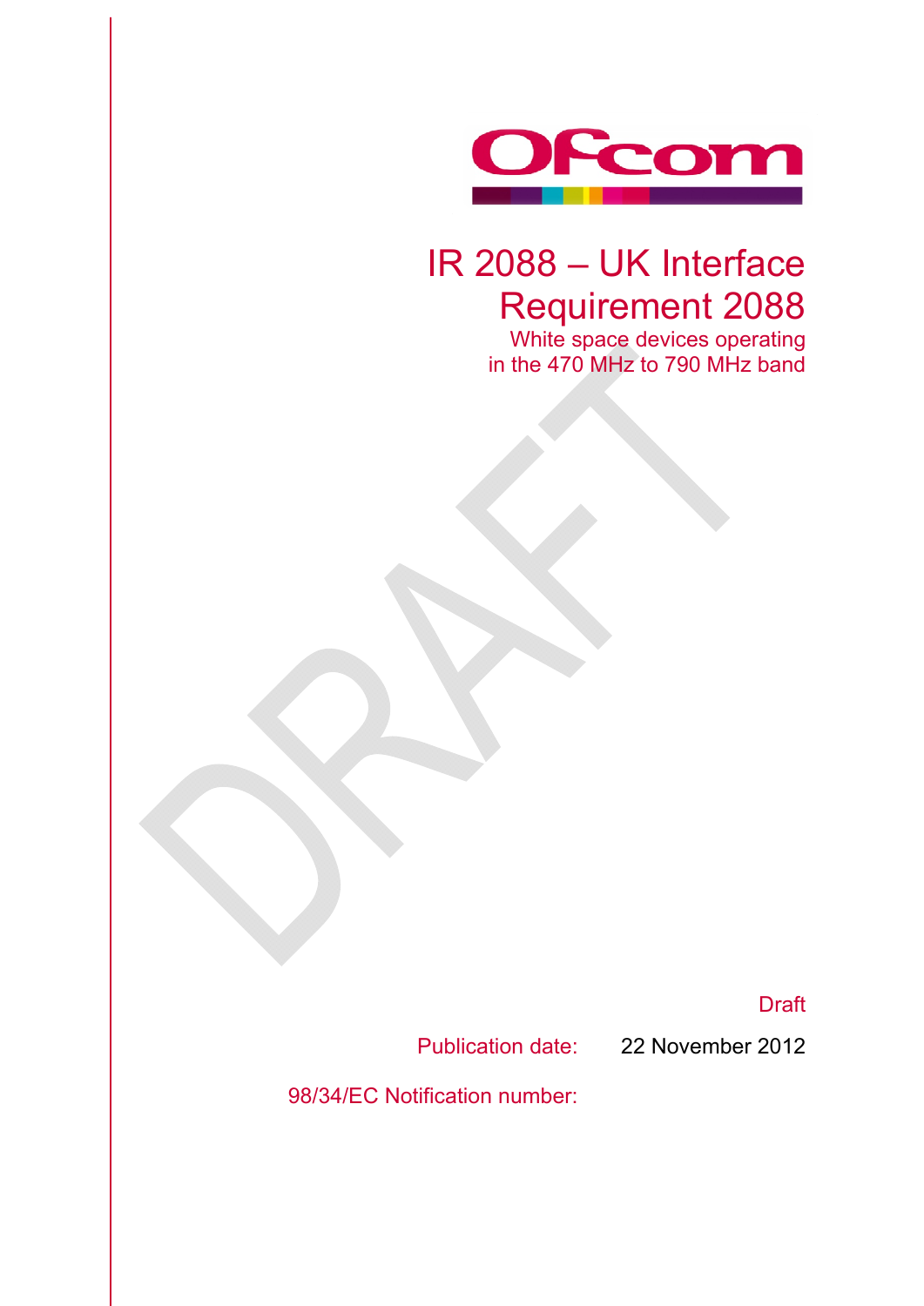# IR 2088 – UK Interface Requirement 2088

White space devices operating in the 470 MHz to 790 MHz band

Draft

Publication date: 22 November 2012

98/34/EC Notification number: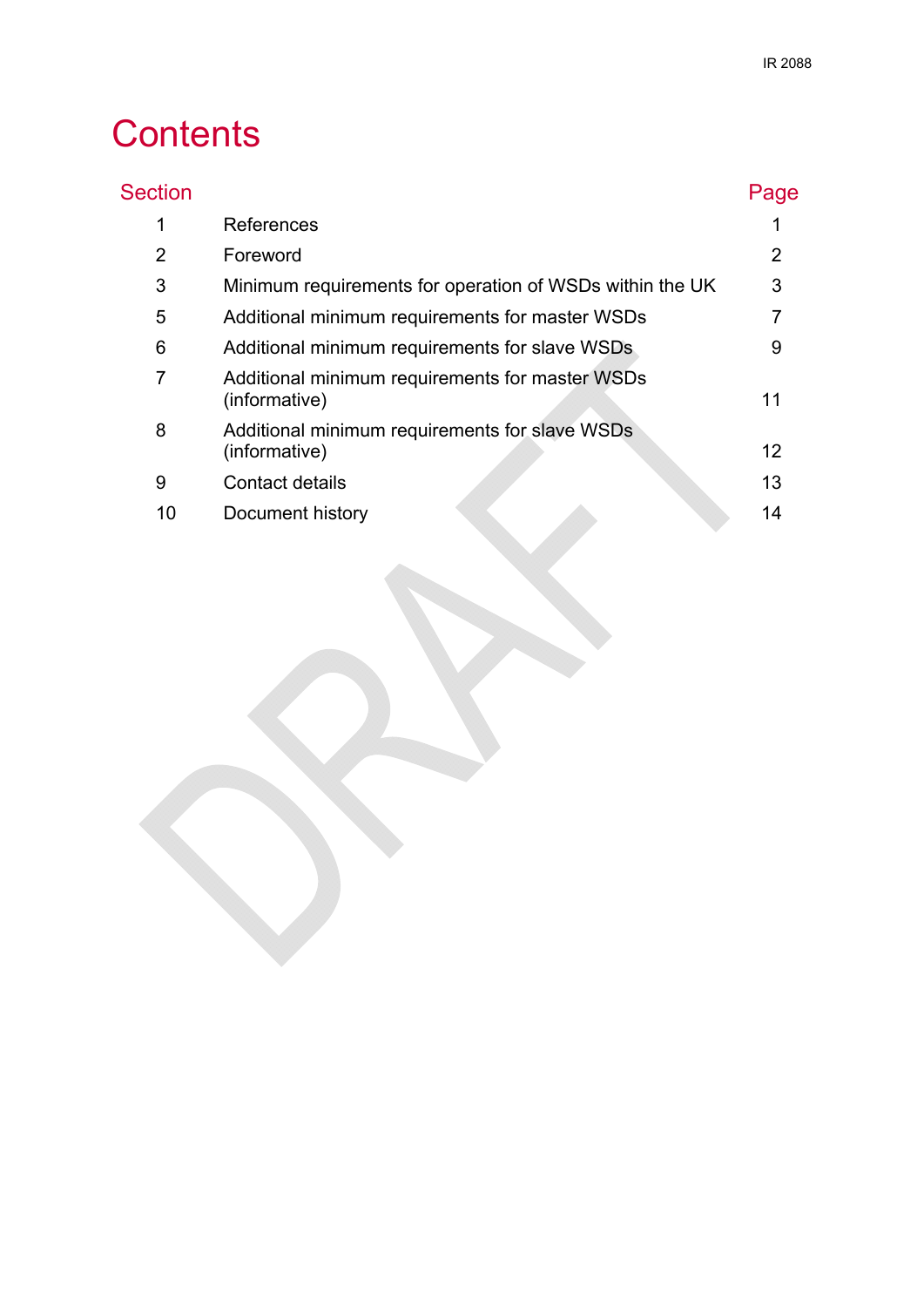# Contents

| Section | | Page |
|---|---|---|
| 1 | References | 1 |
| 2 | Foreword | 2 |
| 3 | Minimum requirements for operation of WSDs within the UK | 3 |
| 5 | Additional minimum requirements for master WSDs | 7 |
| 6 | Additional minimum requirements for slave WSDs | 9 |
| 7 | Additional minimum requirements for master WSDs (informative) | 11 |
| 8 | Additional minimum requirements for slave WSDs (informative) | 12 |
| 9 | Contact details | 13 |
| 10 | Document history | 14 |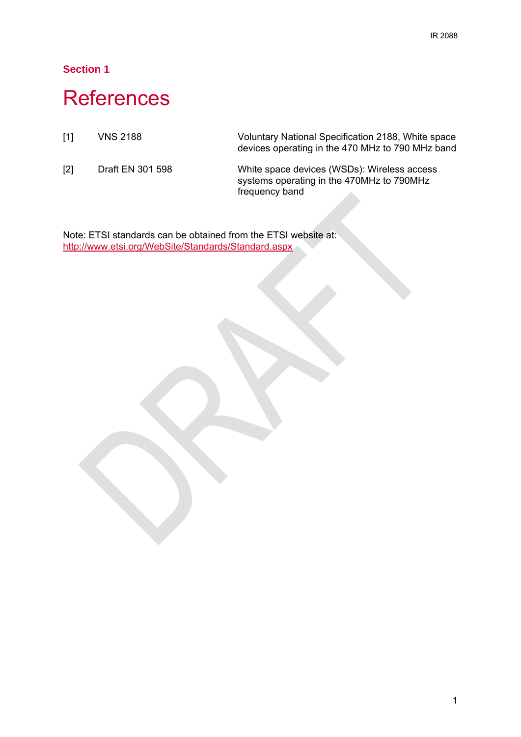## Section 1

# References

| | | |
|---|---|---|
| [1] | VNS 2188 | Voluntary National Specification 2188, White space devices operating in the 470 MHz to 790 MHz band |
| [2] | Draft EN 301 598 | White space devices (WSDs): Wireless access systems operating in the 470MHz to 790MHz frequency band |

Note: ETSI standards can be obtained from the ETSI website at: http://www.etsi.org/WebSite/Standards/Standard.aspx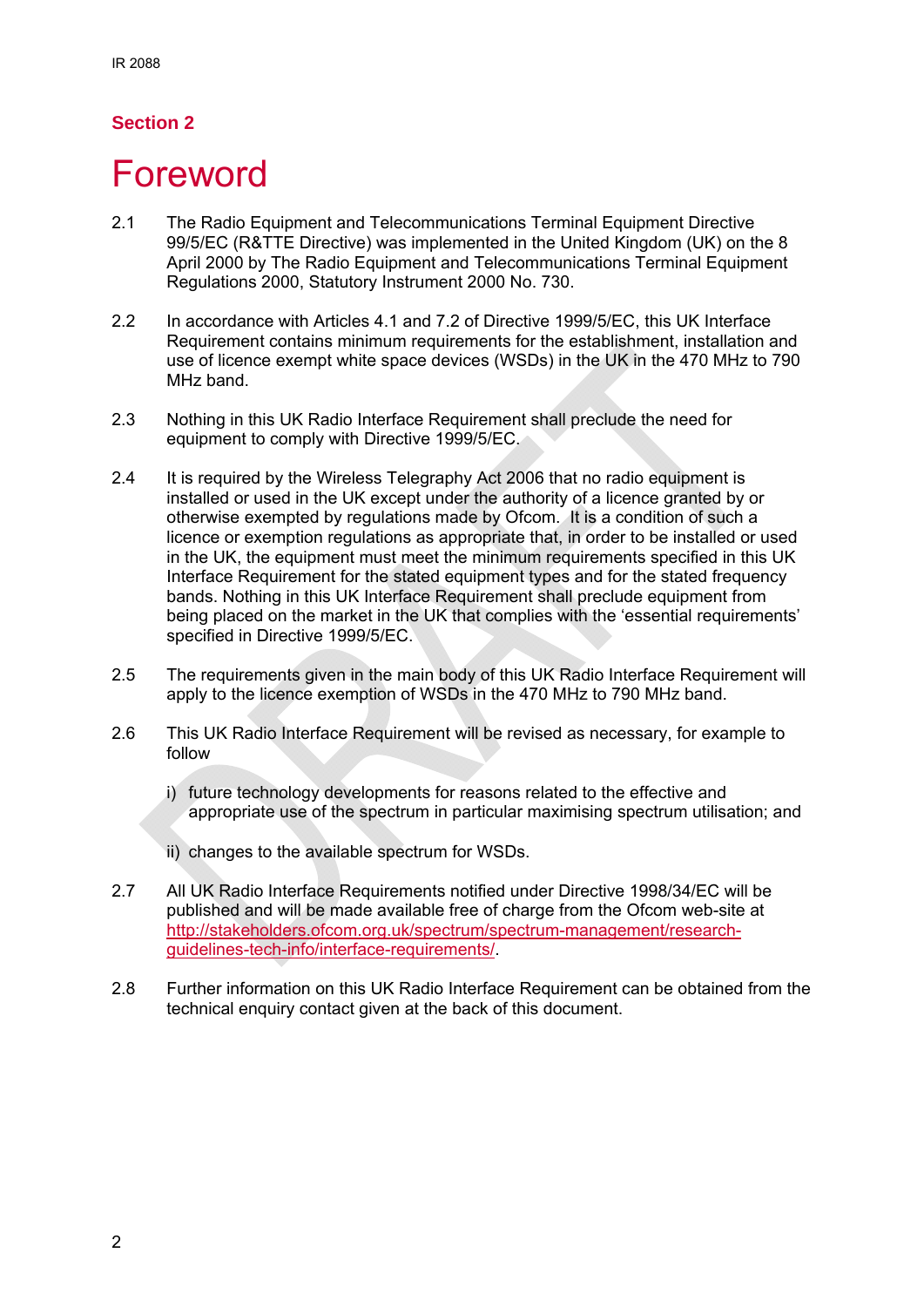## Section 2

# Foreword

2.1 The Radio Equipment and Telecommunications Terminal Equipment Directive 99/5/EC (R&TTE Directive) was implemented in the United Kingdom (UK) on the 8 April 2000 by The Radio Equipment and Telecommunications Terminal Equipment Regulations 2000, Statutory Instrument 2000 No. 730.

2.2 In accordance with Articles 4.1 and 7.2 of Directive 1999/5/EC, this UK Interface Requirement contains minimum requirements for the establishment, installation and use of licence exempt white space devices (WSDs) in the UK in the 470 MHz to 790 MHz band.

2.3 Nothing in this UK Radio Interface Requirement shall preclude the need for equipment to comply with Directive 1999/5/EC.

2.4 It is required by the Wireless Telegraphy Act 2006 that no radio equipment is installed or used in the UK except under the authority of a licence granted by or otherwise exempted by regulations made by Ofcom. It is a condition of such a licence or exemption regulations as appropriate that, in order to be installed or used in the UK, the equipment must meet the minimum requirements specified in this UK Interface Requirement for the stated equipment types and for the stated frequency bands. Nothing in this UK Interface Requirement shall preclude equipment from being placed on the market in the UK that complies with the 'essential requirements' specified in Directive 1999/5/EC.

2.5 The requirements given in the main body of this UK Radio Interface Requirement will apply to the licence exemption of WSDs in the 470 MHz to 790 MHz band.

2.6 This UK Radio Interface Requirement will be revised as necessary, for example to follow

i) future technology developments for reasons related to the effective and appropriate use of the spectrum in particular maximising spectrum utilisation; and

ii) changes to the available spectrum for WSDs.

2.7 All UK Radio Interface Requirements notified under Directive 1998/34/EC will be published and will be made available free of charge from the Ofcom web-site at http://stakeholders.ofcom.org.uk/spectrum/spectrum-management/research-guidelines-tech-info/interface-requirements/.

2.8 Further information on this UK Radio Interface Requirement can be obtained from the technical enquiry contact given at the back of this document.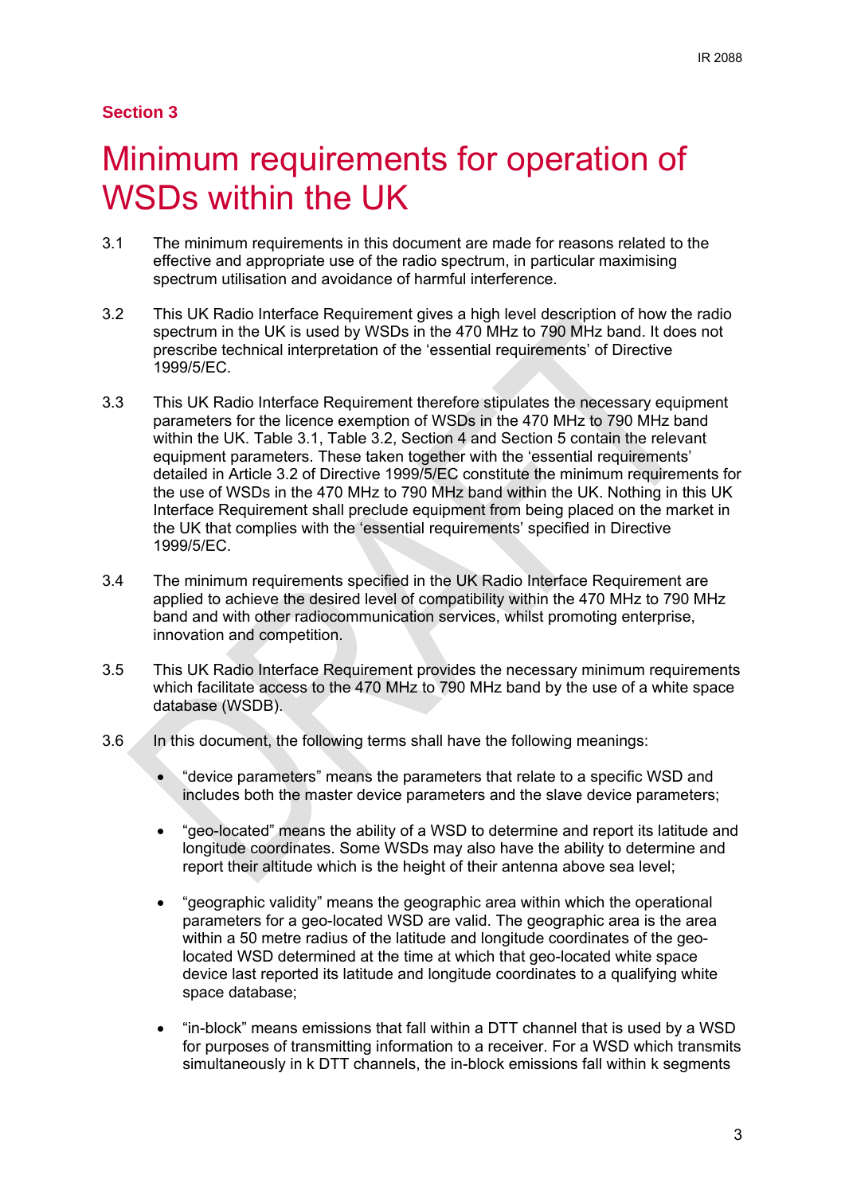Section 3

# Minimum requirements for operation of WSDs within the UK

3.1 The minimum requirements in this document are made for reasons related to the effective and appropriate use of the radio spectrum, in particular maximising spectrum utilisation and avoidance of harmful interference.

3.2 This UK Radio Interface Requirement gives a high level description of how the radio spectrum in the UK is used by WSDs in the 470 MHz to 790 MHz band. It does not prescribe technical interpretation of the 'essential requirements' of Directive 1999/5/EC.

3.3 This UK Radio Interface Requirement therefore stipulates the necessary equipment parameters for the licence exemption of WSDs in the 470 MHz to 790 MHz band within the UK. Table 3.1, Table 3.2, Section 4 and Section 5 contain the relevant equipment parameters. These taken together with the 'essential requirements' detailed in Article 3.2 of Directive 1999/5/EC constitute the minimum requirements for the use of WSDs in the 470 MHz to 790 MHz band within the UK. Nothing in this UK Interface Requirement shall preclude equipment from being placed on the market in the UK that complies with the 'essential requirements' specified in Directive 1999/5/EC.

3.4 The minimum requirements specified in the UK Radio Interface Requirement are applied to achieve the desired level of compatibility within the 470 MHz to 790 MHz band and with other radiocommunication services, whilst promoting enterprise, innovation and competition.

3.5 This UK Radio Interface Requirement provides the necessary minimum requirements which facilitate access to the 470 MHz to 790 MHz band by the use of a white space database (WSDB).

3.6 In this document, the following terms shall have the following meanings:

- "device parameters" means the parameters that relate to a specific WSD and includes both the master device parameters and the slave device parameters;
- "geo-located" means the ability of a WSD to determine and report its latitude and longitude coordinates. Some WSDs may also have the ability to determine and report their altitude which is the height of their antenna above sea level;
- "geographic validity" means the geographic area within which the operational parameters for a geo-located WSD are valid. The geographic area is the area within a 50 metre radius of the latitude and longitude coordinates of the geo-located WSD determined at the time at which that geo-located white space device last reported its latitude and longitude coordinates to a qualifying white space database;
- "in-block" means emissions that fall within a DTT channel that is used by a WSD for purposes of transmitting information to a receiver. For a WSD which transmits simultaneously in k DTT channels, the in-block emissions fall within k segments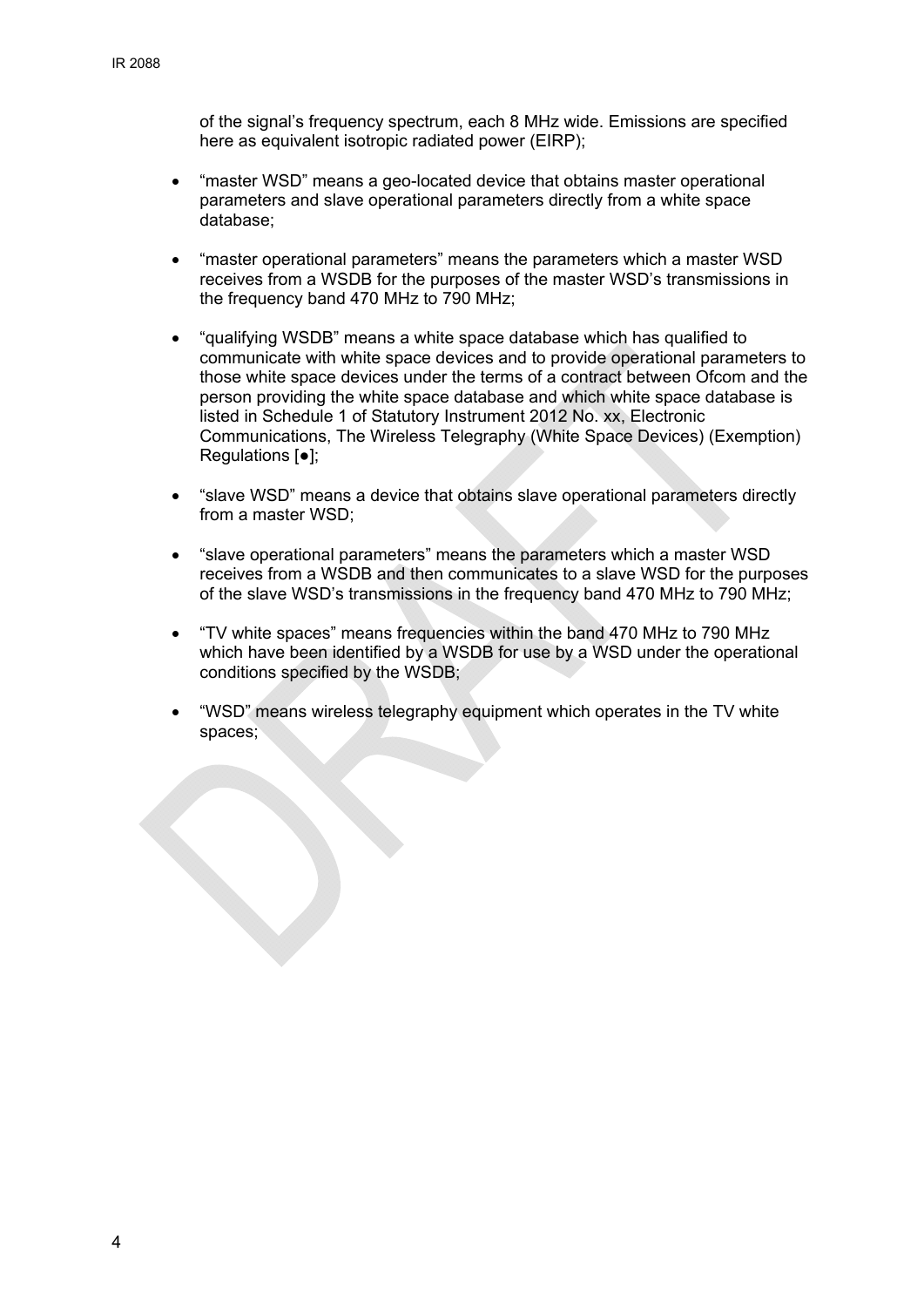of the signal's frequency spectrum, each 8 MHz wide. Emissions are specified here as equivalent isotropic radiated power (EIRP);

- "master WSD" means a geo-located device that obtains master operational parameters and slave operational parameters directly from a white space database;

- "master operational parameters" means the parameters which a master WSD receives from a WSDB for the purposes of the master WSD's transmissions in the frequency band 470 MHz to 790 MHz;

- "qualifying WSDB" means a white space database which has qualified to communicate with white space devices and to provide operational parameters to those white space devices under the terms of a contract between Ofcom and the person providing the white space database and which white space database is listed in Schedule 1 of Statutory Instrument 2012 No. xx, Electronic Communications, The Wireless Telegraphy (White Space Devices) (Exemption) Regulations [●];

- "slave WSD" means a device that obtains slave operational parameters directly from a master WSD;

- "slave operational parameters" means the parameters which a master WSD receives from a WSDB and then communicates to a slave WSD for the purposes of the slave WSD's transmissions in the frequency band 470 MHz to 790 MHz;

- "TV white spaces" means frequencies within the band 470 MHz to 790 MHz which have been identified by a WSDB for use by a WSD under the operational conditions specified by the WSDB;

- "WSD" means wireless telegraphy equipment which operates in the TV white spaces;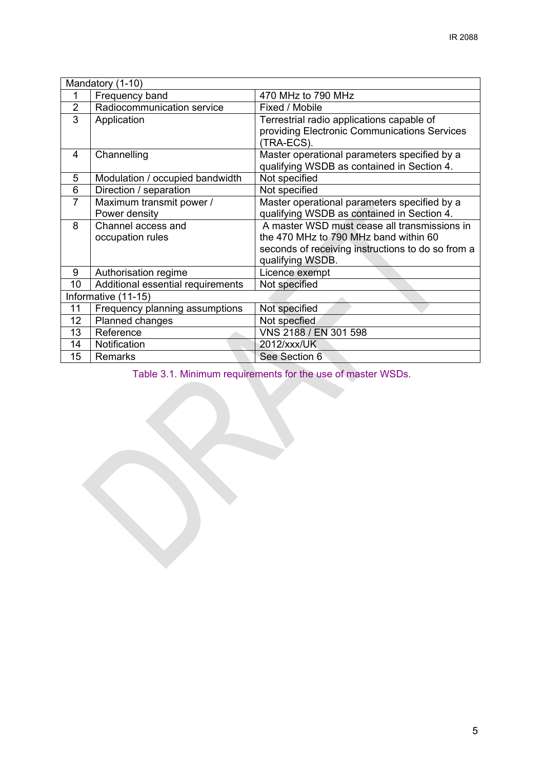| Mandatory (1-10) | | |
|---|---|---|
| 1 | Frequency band | 470 MHz to 790 MHz |
| 2 | Radiocommunication service | Fixed / Mobile |
| 3 | Application | Terrestrial radio applications capable of providing Electronic Communications Services (TRA-ECS). |
| 4 | Channelling | Master operational parameters specified by a qualifying WSDB as contained in Section 4. |
| 5 | Modulation / occupied bandwidth | Not specified |
| 6 | Direction / separation | Not specified |
| 7 | Maximum transmit power / Power density | Master operational parameters specified by a qualifying WSDB as contained in Section 4. |
| 8 | Channel access and occupation rules | A master WSD must cease all transmissions in the 470 MHz to 790 MHz band within 60 seconds of receiving instructions to do so from a qualifying WSDB. |
| 9 | Authorisation regime | Licence exempt |
| 10 | Additional essential requirements | Not specified |
| Informative (11-15) | | |
| 11 | Frequency planning assumptions | Not specified |
| 12 | Planned changes | Not specfied |
| 13 | Reference | VNS 2188 / EN 301 598 |
| 14 | Notification | 2012/xxx/UK |
| 15 | Remarks | See Section 6 |

Table 3.1. Minimum requirements for the use of master WSDs.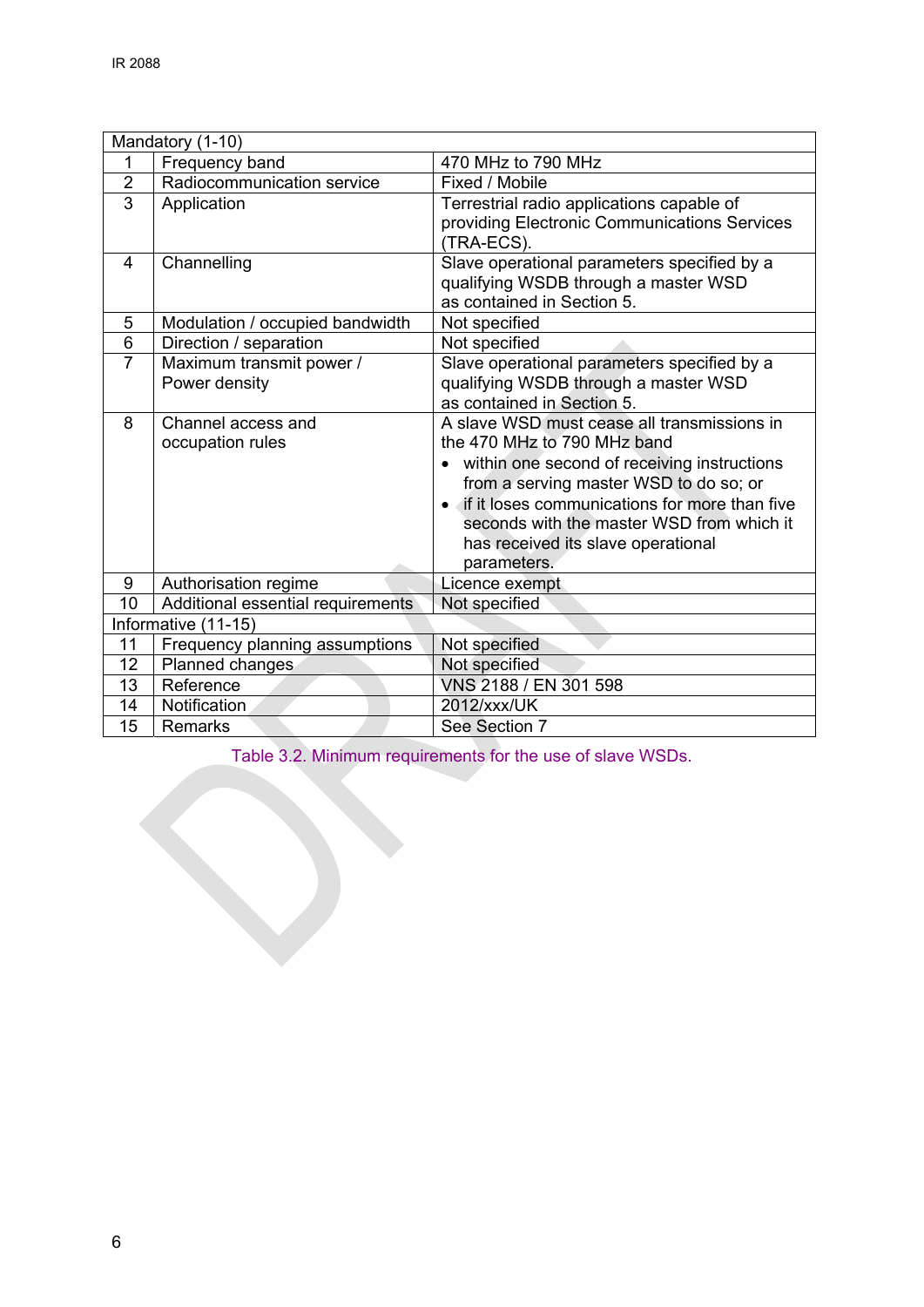| Mandatory (1-10) | | |
|---|---|---|
| 1 | Frequency band | 470 MHz to 790 MHz |
| 2 | Radiocommunication service | Fixed / Mobile |
| 3 | Application | Terrestrial radio applications capable of providing Electronic Communications Services (TRA-ECS). |
| 4 | Channelling | Slave operational parameters specified by a qualifying WSDB through a master WSD as contained in Section 5. |
| 5 | Modulation / occupied bandwidth | Not specified |
| 6 | Direction / separation | Not specified |
| 7 | Maximum transmit power / Power density | Slave operational parameters specified by a qualifying WSDB through a master WSD as contained in Section 5. |
| 8 | Channel access and occupation rules | A slave WSD must cease all transmissions in the 470 MHz to 790 MHz band<br>• within one second of receiving instructions from a serving master WSD to do so; or<br>• if it loses communications for more than five seconds with the master WSD from which it has received its slave operational parameters. |
| 9 | Authorisation regime | Licence exempt |
| 10 | Additional essential requirements | Not specified |
| Informative (11-15) | | |
| 11 | Frequency planning assumptions | Not specified |
| 12 | Planned changes | Not specified |
| 13 | Reference | VNS 2188 / EN 301 598 |
| 14 | Notification | 2012/xxx/UK |
| 15 | Remarks | See Section 7 |

Table 3.2. Minimum requirements for the use of slave WSDs.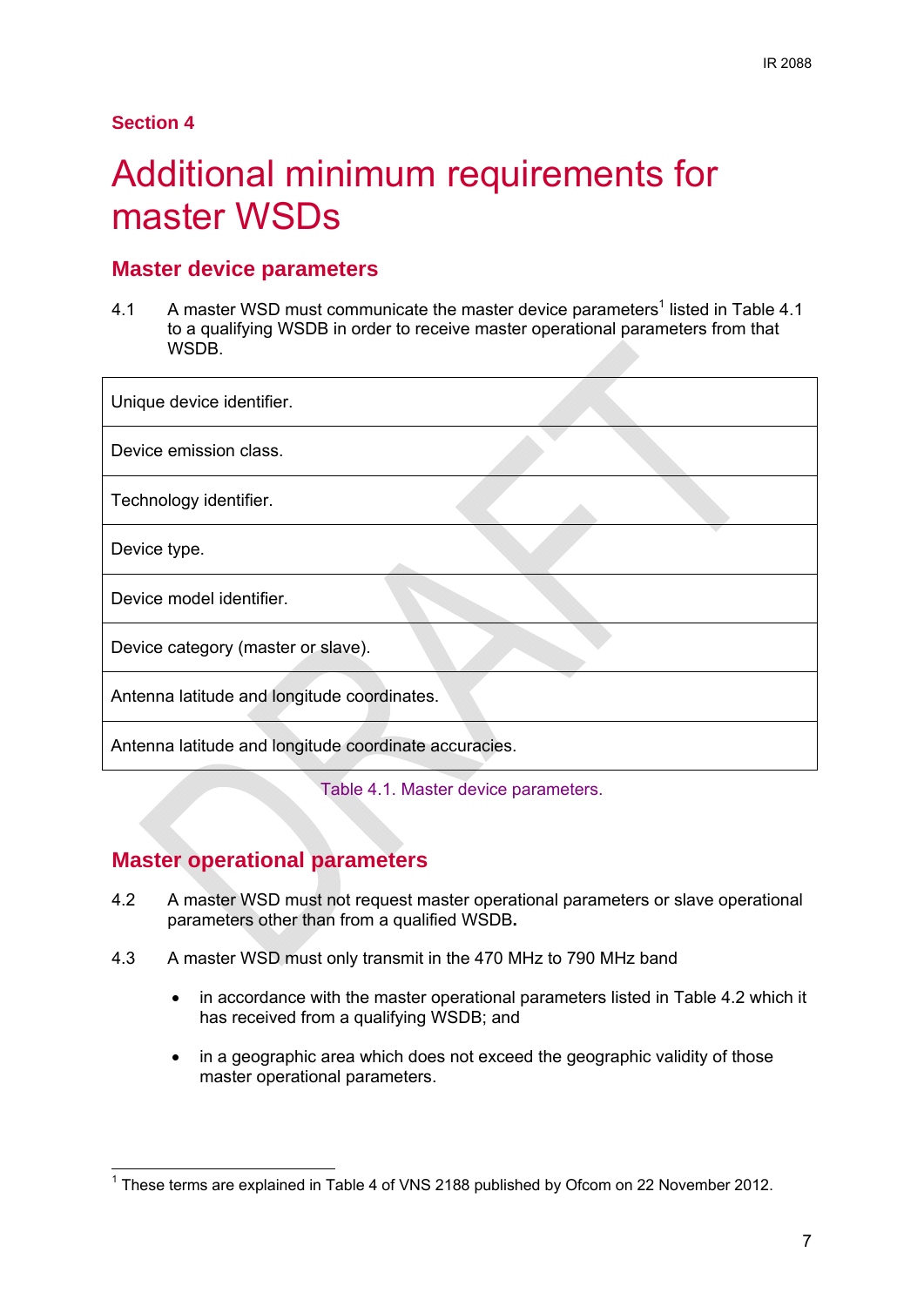## Section 4

# Additional minimum requirements for master WSDs

## Master device parameters

4.1 A master WSD must communicate the master device parameters[1] listed in Table 4.1 to a qualifying WSDB in order to receive master operational parameters from that WSDB.

| |
|---|
| Unique device identifier. |
| Device emission class. |
| Technology identifier. |
| Device type. |
| Device model identifier. |
| Device category (master or slave). |
| Antenna latitude and longitude coordinates. |
| Antenna latitude and longitude coordinate accuracies. |

Table 4.1. Master device parameters.

## Master operational parameters

4.2 A master WSD must not request master operational parameters or slave operational parameters other than from a qualified WSDB**.**

4.3 A master WSD must only transmit in the 470 MHz to 790 MHz band

- in accordance with the master operational parameters listed in Table 4.2 which it has received from a qualifying WSDB; and
- in a geographic area which does not exceed the geographic validity of those master operational parameters.

[1] These terms are explained in Table 4 of VNS 2188 published by Ofcom on 22 November 2012.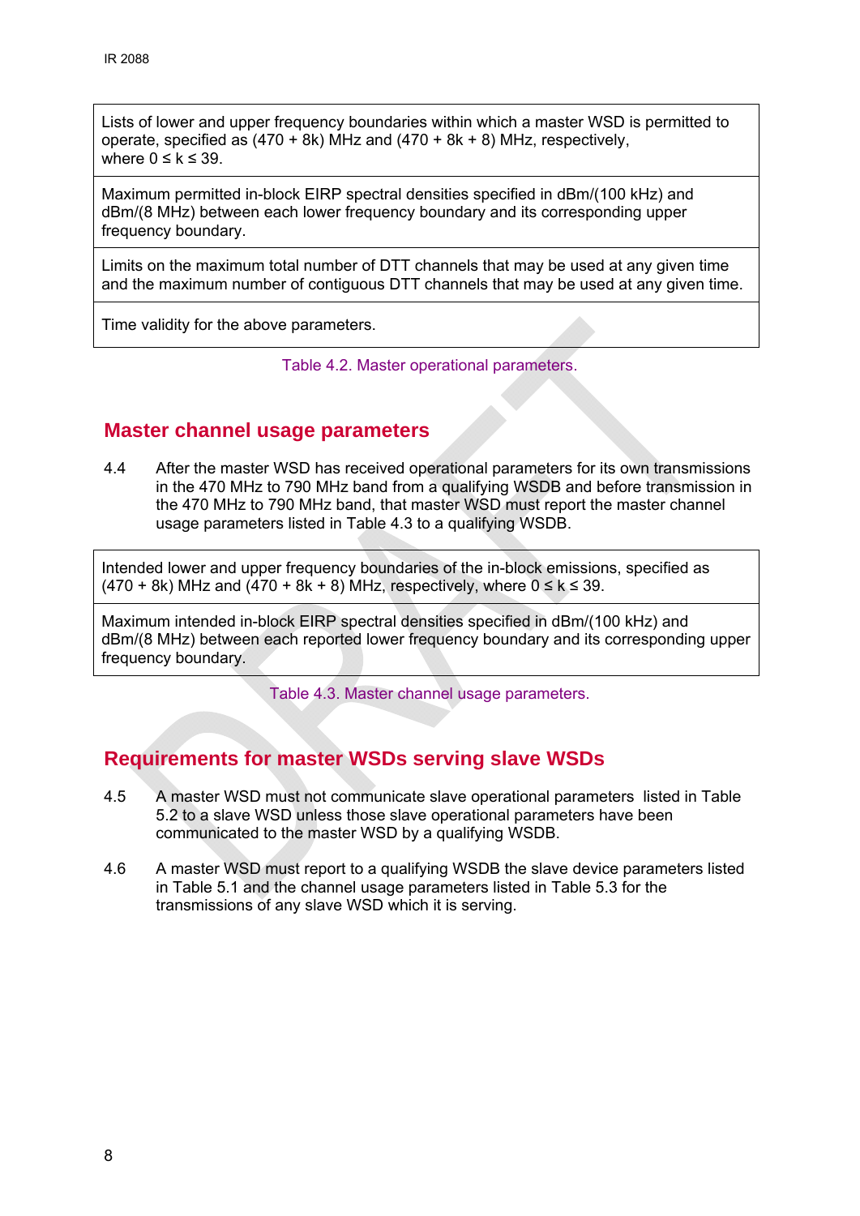| Lists of lower and upper frequency boundaries within which a master WSD is permitted to operate, specified as (470 + 8k) MHz and (470 + 8k + 8) MHz, respectively, where 0 ≤ k ≤ 39. |
|---|
| Maximum permitted in-block EIRP spectral densities specified in dBm/(100 kHz) and dBm/(8 MHz) between each lower frequency boundary and its corresponding upper frequency boundary. |
| Limits on the maximum total number of DTT channels that may be used at any given time and the maximum number of contiguous DTT channels that may be used at any given time. |
| Time validity for the above parameters. |

Table 4.2. Master operational parameters.

## Master channel usage parameters

4.4 After the master WSD has received operational parameters for its own transmissions in the 470 MHz to 790 MHz band from a qualifying WSDB and before transmission in the 470 MHz to 790 MHz band, that master WSD must report the master channel usage parameters listed in Table 4.3 to a qualifying WSDB.

| Intended lower and upper frequency boundaries of the in-block emissions, specified as (470 + 8k) MHz and (470 + 8k + 8) MHz, respectively, where 0 ≤ k ≤ 39. |
|---|
| Maximum intended in-block EIRP spectral densities specified in dBm/(100 kHz) and dBm/(8 MHz) between each reported lower frequency boundary and its corresponding upper frequency boundary. |

Table 4.3. Master channel usage parameters.

## Requirements for master WSDs serving slave WSDs

4.5 A master WSD must not communicate slave operational parameters listed in Table 5.2 to a slave WSD unless those slave operational parameters have been communicated to the master WSD by a qualifying WSDB.

4.6 A master WSD must report to a qualifying WSDB the slave device parameters listed in Table 5.1 and the channel usage parameters listed in Table 5.3 for the transmissions of any slave WSD which it is serving.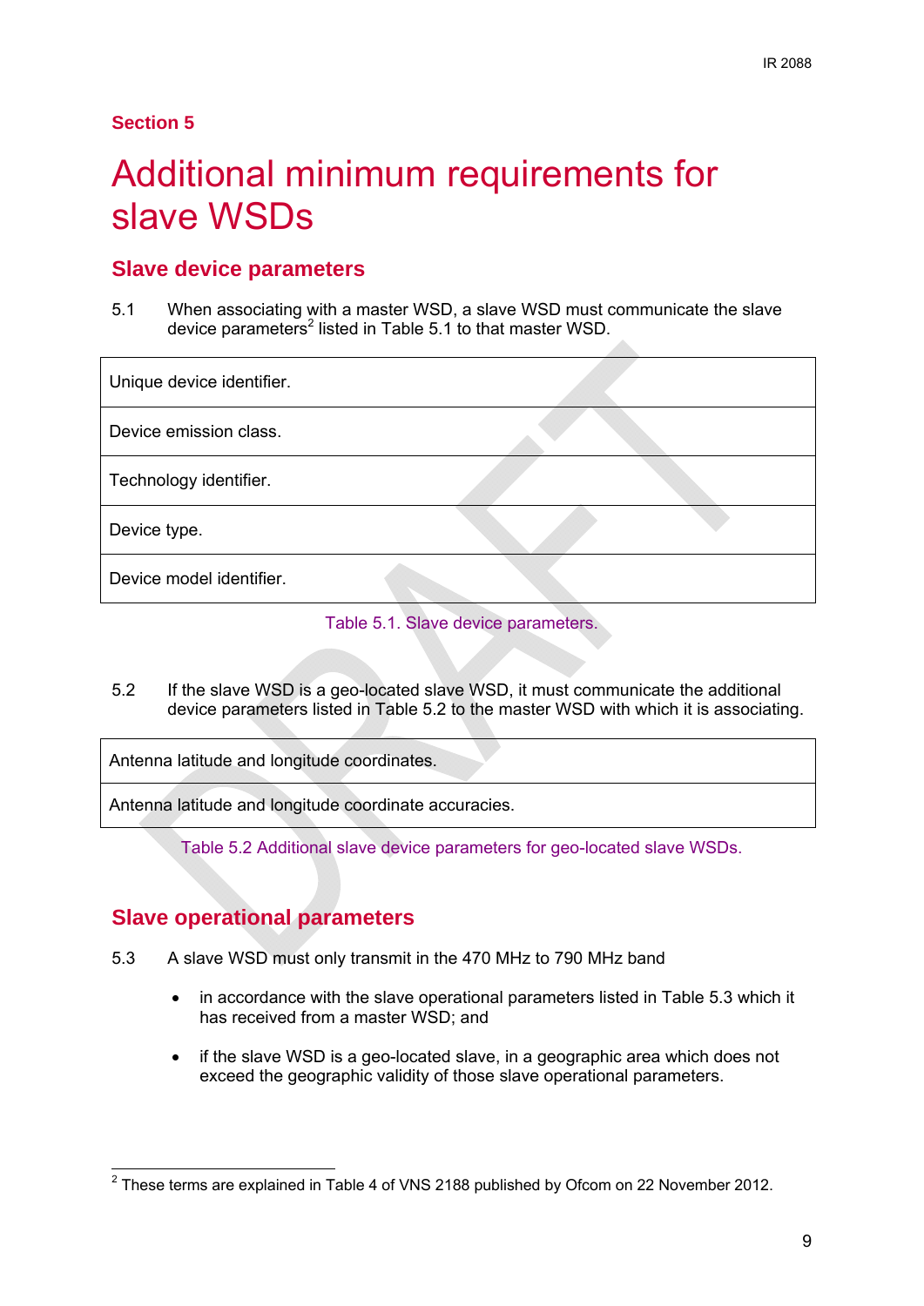## Section 5

# Additional minimum requirements for slave WSDs

## Slave device parameters

5.1 When associating with a master WSD, a slave WSD must communicate the slave device parameters[2] listed in Table 5.1 to that master WSD.

| Unique device identifier. |
|---|
| Device emission class. |
| Technology identifier. |
| Device type. |
| Device model identifier. |

Table 5.1. Slave device parameters.

5.2 If the slave WSD is a geo-located slave WSD, it must communicate the additional device parameters listed in Table 5.2 to the master WSD with which it is associating.

| Antenna latitude and longitude coordinates. |
|---|
| Antenna latitude and longitude coordinate accuracies. |

Table 5.2 Additional slave device parameters for geo-located slave WSDs.

## Slave operational parameters

5.3 A slave WSD must only transmit in the 470 MHz to 790 MHz band

- in accordance with the slave operational parameters listed in Table 5.3 which it has received from a master WSD; and
- if the slave WSD is a geo-located slave, in a geographic area which does not exceed the geographic validity of those slave operational parameters.

[2] These terms are explained in Table 4 of VNS 2188 published by Ofcom on 22 November 2012.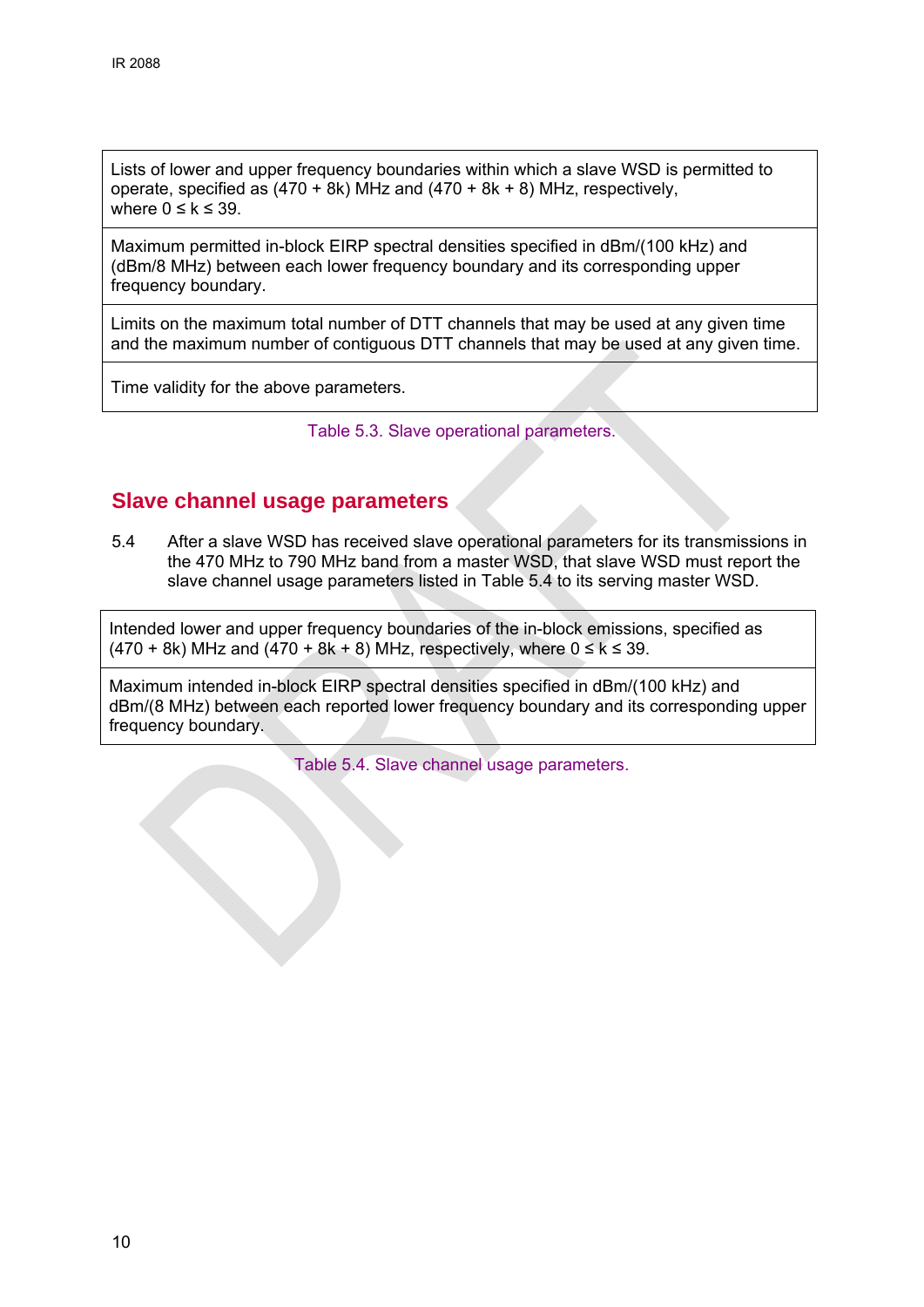| Lists of lower and upper frequency boundaries within which a slave WSD is permitted to operate, specified as (470 + 8k) MHz and (470 + 8k + 8) MHz, respectively, where 0 ≤ k ≤ 39. |
| --- |
| Maximum permitted in-block EIRP spectral densities specified in dBm/(100 kHz) and (dBm/8 MHz) between each lower frequency boundary and its corresponding upper frequency boundary. |
| Limits on the maximum total number of DTT channels that may be used at any given time and the maximum number of contiguous DTT channels that may be used at any given time. |
| Time validity for the above parameters. |

Table 5.3. Slave operational parameters.

## Slave channel usage parameters

5.4 After a slave WSD has received slave operational parameters for its transmissions in the 470 MHz to 790 MHz band from a master WSD, that slave WSD must report the slave channel usage parameters listed in Table 5.4 to its serving master WSD.

| Intended lower and upper frequency boundaries of the in-block emissions, specified as (470 + 8k) MHz and (470 + 8k + 8) MHz, respectively, where 0 ≤ k ≤ 39. |
| --- |
| Maximum intended in-block EIRP spectral densities specified in dBm/(100 kHz) and dBm/(8 MHz) between each reported lower frequency boundary and its corresponding upper frequency boundary. |

Table 5.4. Slave channel usage parameters.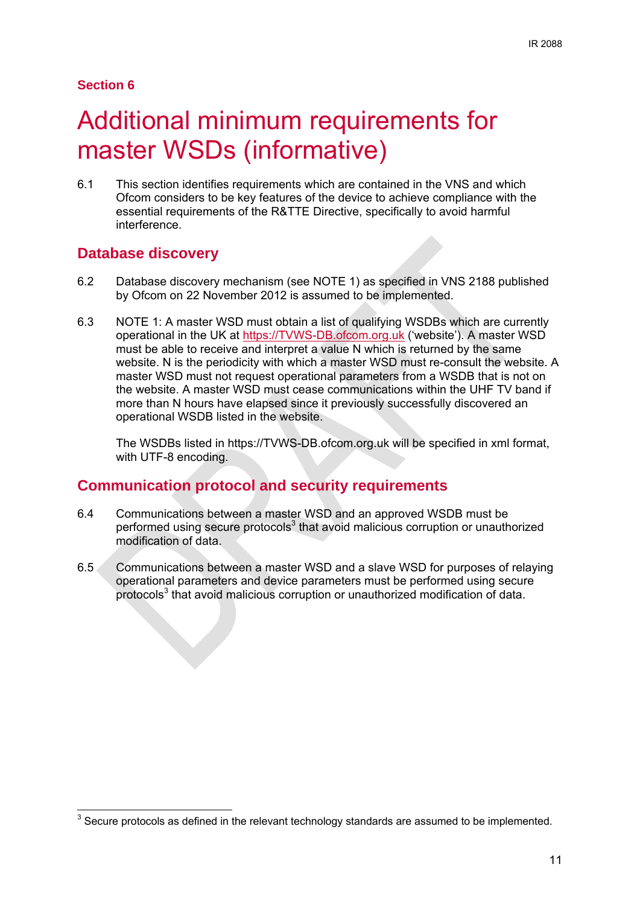**Section 6**

# Additional minimum requirements for master WSDs (informative)

6.1 This section identifies requirements which are contained in the VNS and which Ofcom considers to be key features of the device to achieve compliance with the essential requirements of the R&TTE Directive, specifically to avoid harmful interference.

## Database discovery

6.2 Database discovery mechanism (see NOTE 1) as specified in VNS 2188 published by Ofcom on 22 November 2012 is assumed to be implemented.

6.3 NOTE 1: A master WSD must obtain a list of qualifying WSDBs which are currently operational in the UK at https://TVWS-DB.ofcom.org.uk ('website'). A master WSD must be able to receive and interpret a value N which is returned by the same website. N is the periodicity with which a master WSD must re-consult the website. A master WSD must not request operational parameters from a WSDB that is not on the website. A master WSD must cease communications within the UHF TV band if more than N hours have elapsed since it previously successfully discovered an operational WSDB listed in the website.

The WSDBs listed in https://TVWS-DB.ofcom.org.uk will be specified in xml format, with UTF-8 encoding.

## Communication protocol and security requirements

6.4 Communications between a master WSD and an approved WSDB must be performed using secure protocols[3] that avoid malicious corruption or unauthorized modification of data.

6.5 Communications between a master WSD and a slave WSD for purposes of relaying operational parameters and device parameters must be performed using secure protocols[3] that avoid malicious corruption or unauthorized modification of data.

---

[3] Secure protocols as defined in the relevant technology standards are assumed to be implemented.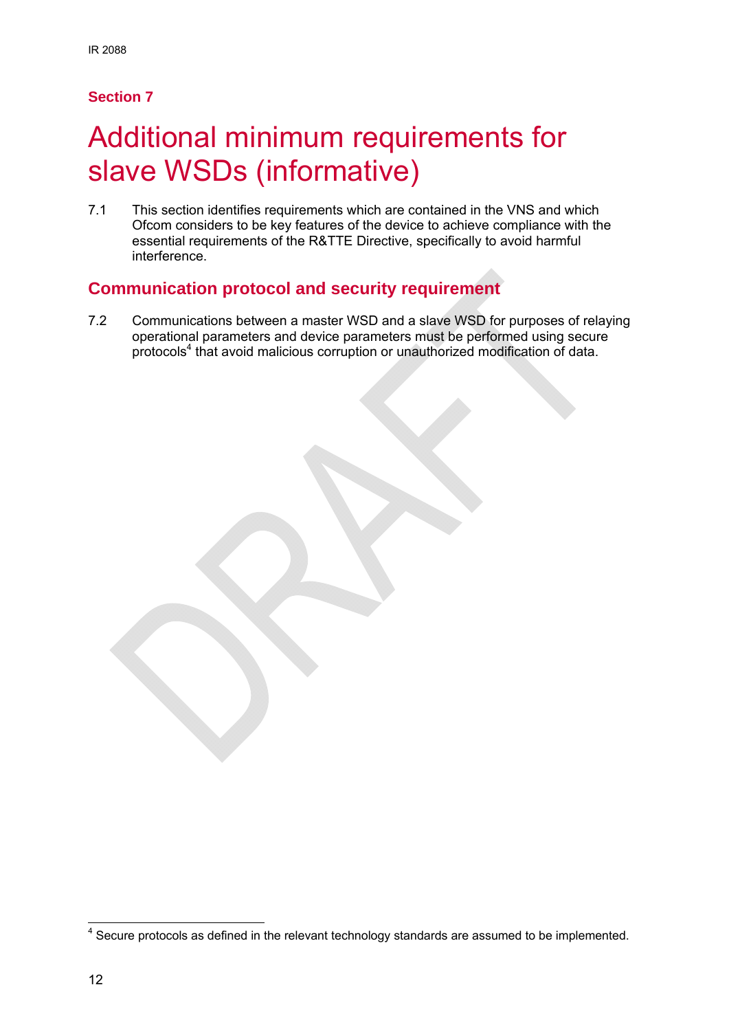Section 7

# Additional minimum requirements for slave WSDs (informative)

7.1 This section identifies requirements which are contained in the VNS and which Ofcom considers to be key features of the device to achieve compliance with the essential requirements of the R&TTE Directive, specifically to avoid harmful interference.

## Communication protocol and security requirement

7.2 Communications between a master WSD and a slave WSD for purposes of relaying operational parameters and device parameters must be performed using secure protocols[4] that avoid malicious corruption or unauthorized modification of data.

[4] Secure protocols as defined in the relevant technology standards are assumed to be implemented.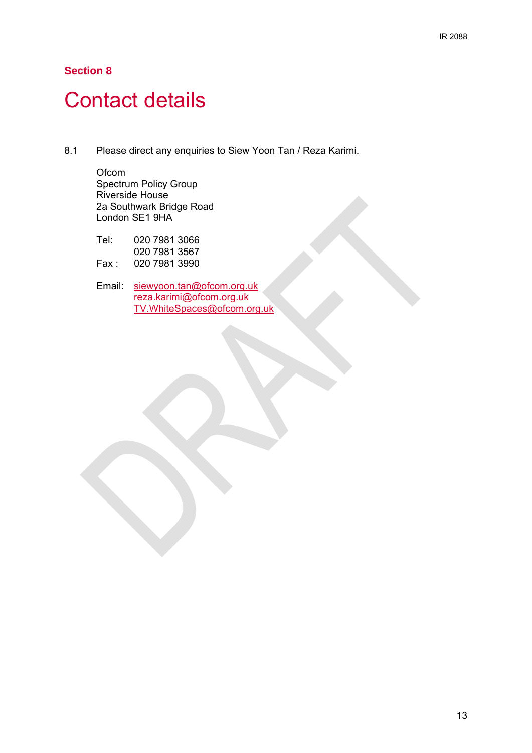## Section 8

# Contact details

8.1 Please direct any enquiries to Siew Yoon Tan / Reza Karimi.

Ofcom  
Spectrum Policy Group  
Riverside House  
2a Southwark Bridge Road  
London SE1 9HA

Tel: 020 7981 3066  
020 7981 3567  
Fax : 020 7981 3990

Email: siewyoon.tan@ofcom.org.uk  
reza.karimi@ofcom.org.uk  
TV.WhiteSpaces@ofcom.org.uk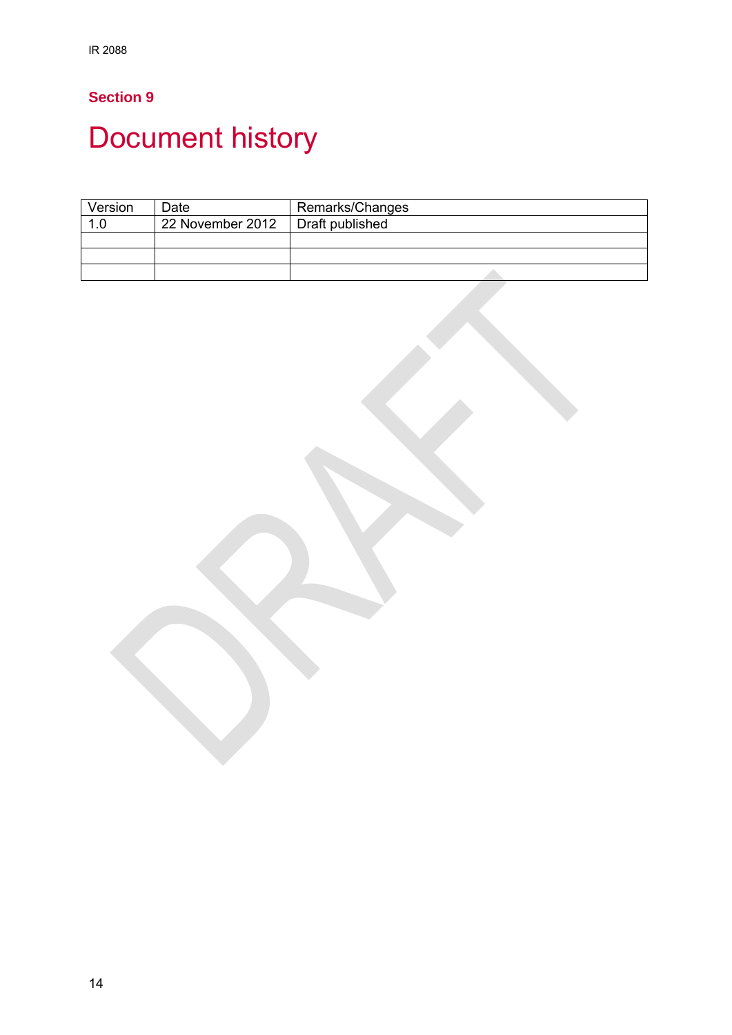Section 9

# Document history

| Version | Date | Remarks/Changes |
|---|---|---|
| 1.0 | 22 November 2012 | Draft published |
| | | |
| | | |
| | | |